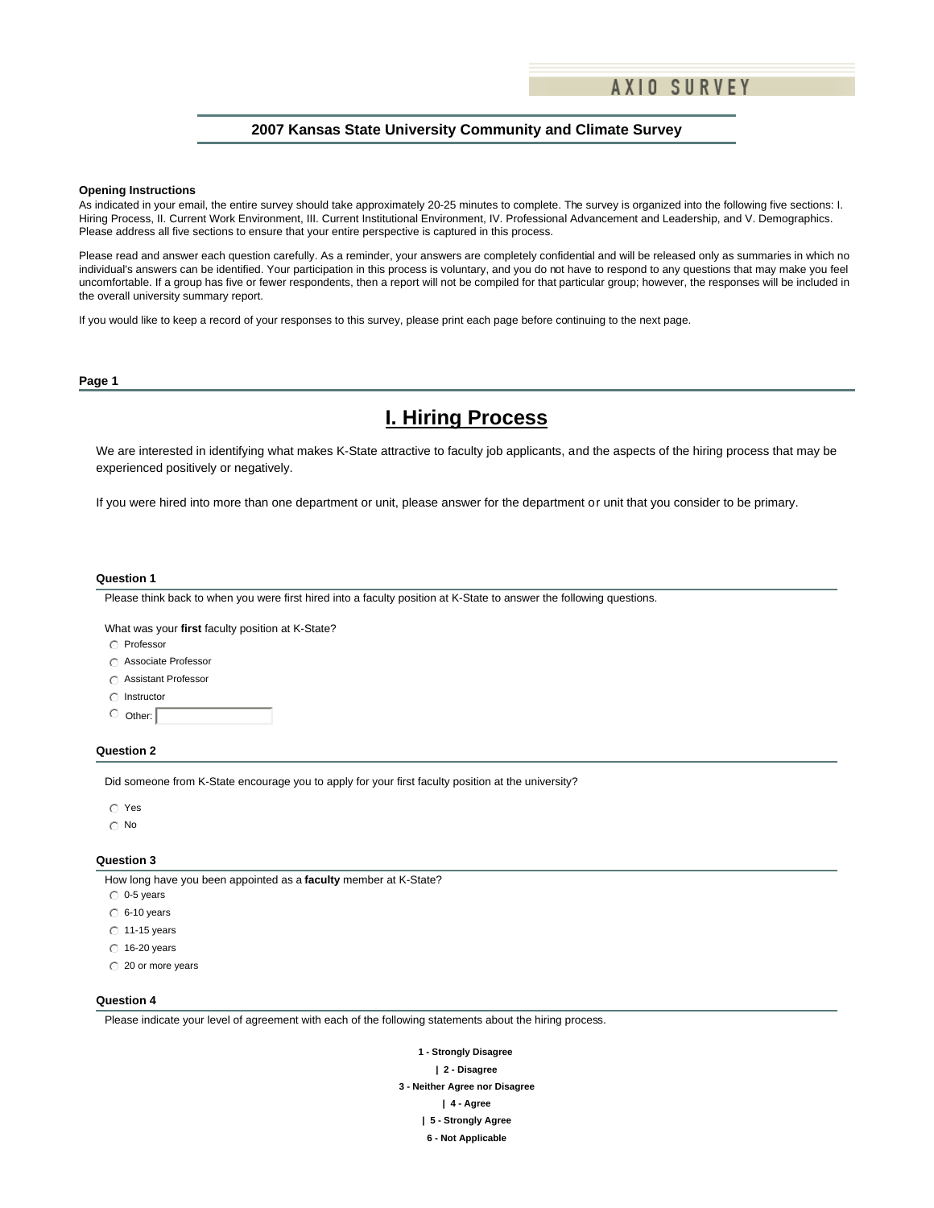AXIO SURVEY

## 2007 Kansas State University Community and Climate Survey

**Opening Instructions**

As indicated in your email, the entire survey should take approximately 20-25 minutes to complete. The survey is organized into the following five sections: I. Hiring Process, II. Current Work Environment, III. Current Institutional Environment, IV. Professional Advancement and Leadership, and V. Demographics. Please address all five sections to ensure that your entire perspective is captured in this process.

Please read and answer each question carefully. As a reminder, your answers are completely confidential and will be released only as summaries in which no individual's answers can be identified. Your participation in this process is voluntary, and you do not have to respond to any questions that may make you feel uncomfortable. If a group has five or fewer respondents, then a report will not be compiled for that particular group; however, the responses will be included in the overall university summary report.

If you would like to keep a record of your responses to this survey, please print each page before continuing to the next page.

**Page 1**

# I. Hiring Process

We are interested in identifying what makes K-State attractive to faculty job applicants, and the aspects of the hiring process that may be experienced positively or negatively.

If you were hired into more than one department or unit, please answer for the department or unit that you consider to be primary.

**Question 1**

Please think back to when you were first hired into a faculty position at K-State to answer the following questions.

What was your **first** faculty position at K-State?

- Professor
- Associate Professor
- Assistant Professor
- Instructor
- Other: ______

**Question 2**

Did someone from K-State encourage you to apply for your first faculty position at the university?

- Yes
- No

**Question 3**

How long have you been appointed as a **faculty** member at K-State?

- 0-5 years
- 6-10 years
- 11-15 years
- 16-20 years
- 20 or more years

**Question 4**

Please indicate your level of agreement with each of the following statements about the hiring process.

**1 - Strongly Disagree**

**| 2 - Disagree**

**3 - Neither Agree nor Disagree**

**| 4 - Agree**

**| 5 - Strongly Agree**

**6 - Not Applicable**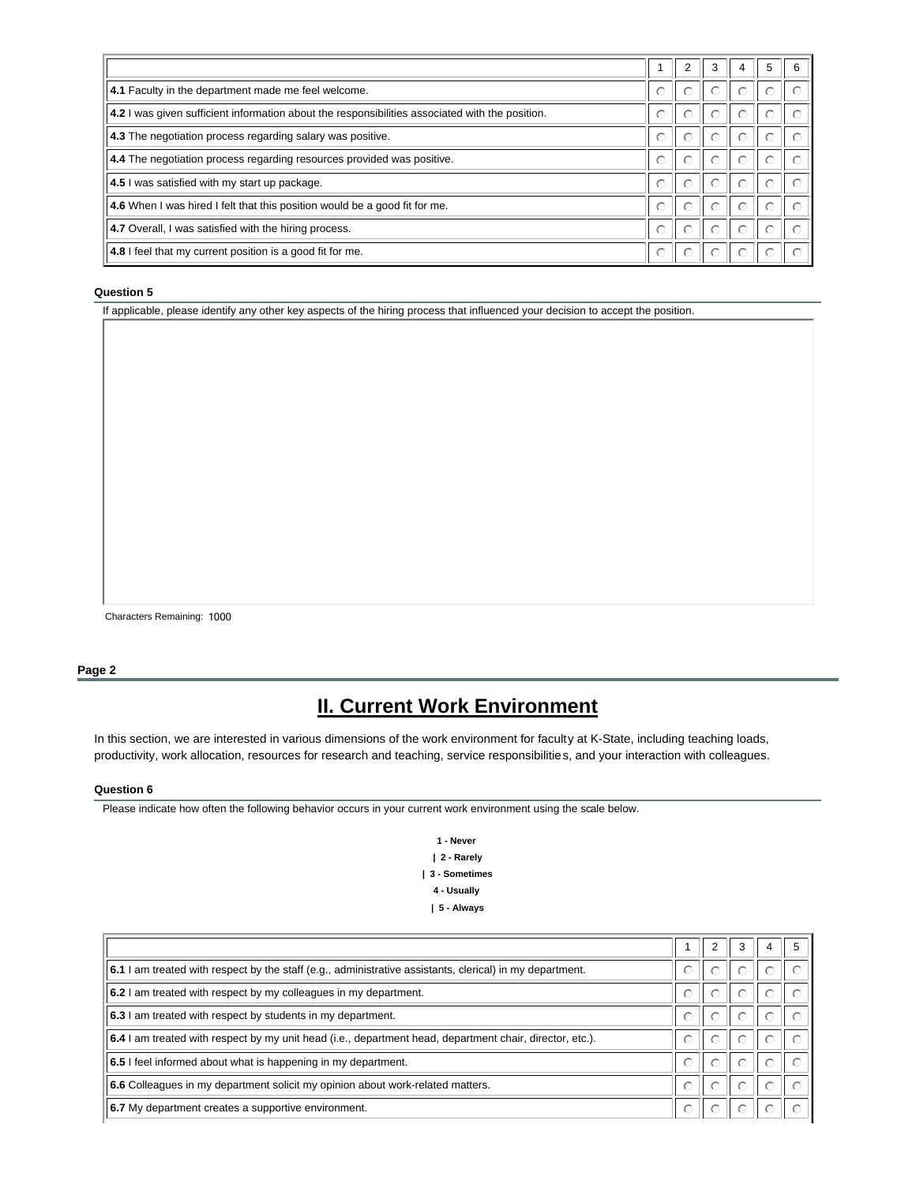| | 1 | 2 | 3 | 4 | 5 | 6 |
|---|---|---|---|---|---|---|
| **4.1** Faculty in the department made me feel welcome. | ○ | ○ | ○ | ○ | ○ | ○ |
| **4.2** I was given sufficient information about the responsibilities associated with the position. | ○ | ○ | ○ | ○ | ○ | ○ |
| **4.3** The negotiation process regarding salary was positive. | ○ | ○ | ○ | ○ | ○ | ○ |
| **4.4** The negotiation process regarding resources provided was positive. | ○ | ○ | ○ | ○ | ○ | ○ |
| **4.5** I was satisfied with my start up package. | ○ | ○ | ○ | ○ | ○ | ○ |
| **4.6** When I was hired I felt that this position would be a good fit for me. | ○ | ○ | ○ | ○ | ○ | ○ |
| **4.7** Overall, I was satisfied with the hiring process. | ○ | ○ | ○ | ○ | ○ | ○ |
| **4.8** I feel that my current position is a good fit for me. | ○ | ○ | ○ | ○ | ○ | ○ |

**Question 5**

If applicable, please identify any other key aspects of the hiring process that influenced your decision to accept the position.

Characters Remaining: 1000

**Page 2**

# II. Current Work Environment

In this section, we are interested in various dimensions of the work environment for faculty at K-State, including teaching loads, productivity, work allocation, resources for research and teaching, service responsibilities, and your interaction with colleagues.

**Question 6**

Please indicate how often the following behavior occurs in your current work environment using the scale below.

**1 - Never**
**| 2 - Rarely**
**| 3 - Sometimes**
**4 - Usually**
**| 5 - Always**

| | 1 | 2 | 3 | 4 | 5 |
|---|---|---|---|---|---|
| **6.1** I am treated with respect by the staff (e.g., administrative assistants, clerical) in my department. | ○ | ○ | ○ | ○ | ○ |
| **6.2** I am treated with respect by my colleagues in my department. | ○ | ○ | ○ | ○ | ○ |
| **6.3** I am treated with respect by students in my department. | ○ | ○ | ○ | ○ | ○ |
| **6.4** I am treated with respect by my unit head (i.e., department head, department chair, director, etc.). | ○ | ○ | ○ | ○ | ○ |
| **6.5** I feel informed about what is happening in my department. | ○ | ○ | ○ | ○ | ○ |
| **6.6** Colleagues in my department solicit my opinion about work-related matters. | ○ | ○ | ○ | ○ | ○ |
| **6.7** My department creates a supportive environment. | ○ | ○ | ○ | ○ | ○ |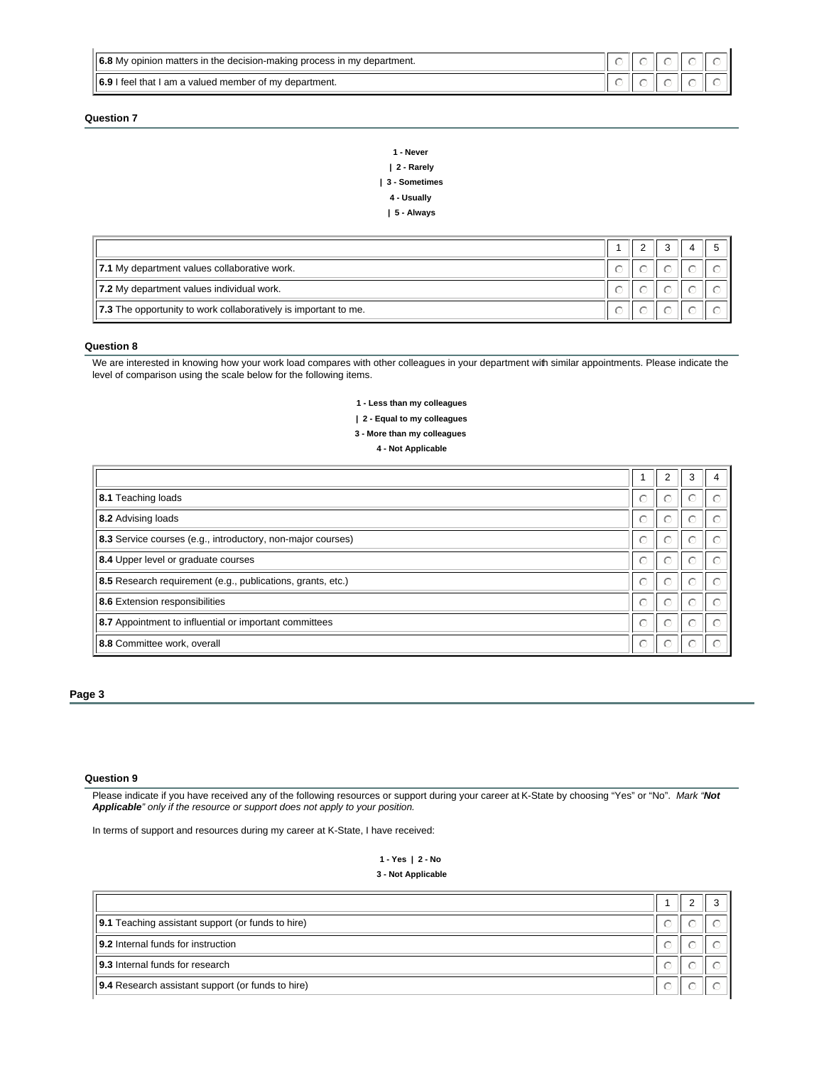| | | | | | |
|---|---|---|---|---|---|
| **6.8** My opinion matters in the decision-making process in my department. | ○ | ○ | ○ | ○ | ○ |
| **6.9** I feel that I am a valued member of my department. | ○ | ○ | ○ | ○ | ○ |

### Question 7

**1 - Never**
**| 2 - Rarely**
**| 3 - Sometimes**
**4 - Usually**
**| 5 - Always**

| | 1 | 2 | 3 | 4 | 5 |
|---|---|---|---|---|---|
| **7.1** My department values collaborative work. | ○ | ○ | ○ | ○ | ○ |
| **7.2** My department values individual work. | ○ | ○ | ○ | ○ | ○ |
| **7.3** The opportunity to work collaboratively is important to me. | ○ | ○ | ○ | ○ | ○ |

### Question 8

We are interested in knowing how your work load compares with other colleagues in your department with similar appointments. Please indicate the level of comparison using the scale below for the following items.

**1 - Less than my colleagues**
**| 2 - Equal to my colleagues**
**3 - More than my colleagues**
**4 - Not Applicable**

| | 1 | 2 | 3 | 4 |
|---|---|---|---|---|
| **8.1** Teaching loads | ○ | ○ | ○ | ○ |
| **8.2** Advising loads | ○ | ○ | ○ | ○ |
| **8.3** Service courses (e.g., introductory, non-major courses) | ○ | ○ | ○ | ○ |
| **8.4** Upper level or graduate courses | ○ | ○ | ○ | ○ |
| **8.5** Research requirement (e.g., publications, grants, etc.) | ○ | ○ | ○ | ○ |
| **8.6** Extension responsibilities | ○ | ○ | ○ | ○ |
| **8.7** Appointment to influential or important committees | ○ | ○ | ○ | ○ |
| **8.8** Committee work, overall | ○ | ○ | ○ | ○ |

## Page 3

### Question 9

Please indicate if you have received any of the following resources or support during your career at K-State by choosing "Yes" or "No". *Mark "**Not Applicable**" only if the resource or support does not apply to your position.*

In terms of support and resources during my career at K-State, I have received:

**1 - Yes | 2 - No**
**3 - Not Applicable**

| | 1 | 2 | 3 |
|---|---|---|---|
| **9.1** Teaching assistant support (or funds to hire) | ○ | ○ | ○ |
| **9.2** Internal funds for instruction | ○ | ○ | ○ |
| **9.3** Internal funds for research | ○ | ○ | ○ |
| **9.4** Research assistant support (or funds to hire) | ○ | ○ | ○ |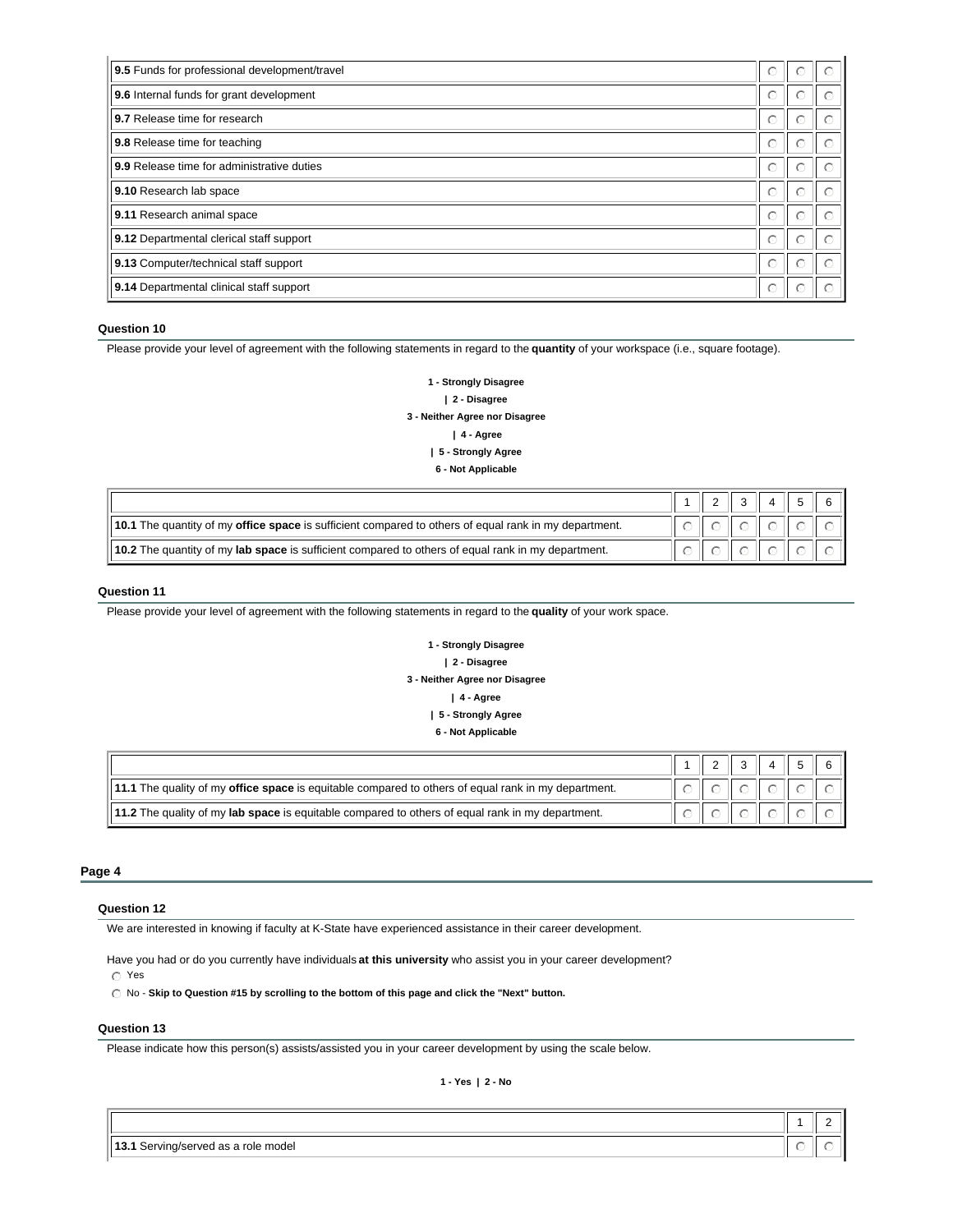| | | | |
|---|---|---|---|
| **9.5** Funds for professional development/travel | ○ | ○ | ○ |
| **9.6** Internal funds for grant development | ○ | ○ | ○ |
| **9.7** Release time for research | ○ | ○ | ○ |
| **9.8** Release time for teaching | ○ | ○ | ○ |
| **9.9** Release time for administrative duties | ○ | ○ | ○ |
| **9.10** Research lab space | ○ | ○ | ○ |
| **9.11** Research animal space | ○ | ○ | ○ |
| **9.12** Departmental clerical staff support | ○ | ○ | ○ |
| **9.13** Computer/technical staff support | ○ | ○ | ○ |
| **9.14** Departmental clinical staff support | ○ | ○ | ○ |

#### Question 10

Please provide your level of agreement with the following statements in regard to the **quantity** of your workspace (i.e., square footage).

**1 - Strongly Disagree**
**| 2 - Disagree**
**3 - Neither Agree nor Disagree**
**| 4 - Agree**
**| 5 - Strongly Agree**
**6 - Not Applicable**

| | 1 | 2 | 3 | 4 | 5 | 6 |
|---|---|---|---|---|---|---|
| **10.1** The quantity of my **office space** is sufficient compared to others of equal rank in my department. | ○ | ○ | ○ | ○ | ○ | ○ |
| **10.2** The quantity of my **lab space** is sufficient compared to others of equal rank in my department. | ○ | ○ | ○ | ○ | ○ | ○ |

#### Question 11

Please provide your level of agreement with the following statements in regard to the **quality** of your work space.

**1 - Strongly Disagree**
**| 2 - Disagree**
**3 - Neither Agree nor Disagree**
**| 4 - Agree**
**| 5 - Strongly Agree**
**6 - Not Applicable**

| | 1 | 2 | 3 | 4 | 5 | 6 |
|---|---|---|---|---|---|---|
| **11.1** The quality of my **office space** is equitable compared to others of equal rank in my department. | ○ | ○ | ○ | ○ | ○ | ○ |
| **11.2** The quality of my **lab space** is equitable compared to others of equal rank in my department. | ○ | ○ | ○ | ○ | ○ | ○ |

### Page 4

#### Question 12

We are interested in knowing if faculty at K-State have experienced assistance in their career development.

Have you had or do you currently have individuals **at this university** who assist you in your career development?

- ○ Yes
- ○ No - **Skip to Question #15 by scrolling to the bottom of this page and click the "Next" button.**

#### Question 13

Please indicate how this person(s) assists/assisted you in your career development by using the scale below.

**1 - Yes | 2 - No**

| | 1 | 2 |
|---|---|---|
| **13.1** Serving/served as a role model | ○ | ○ |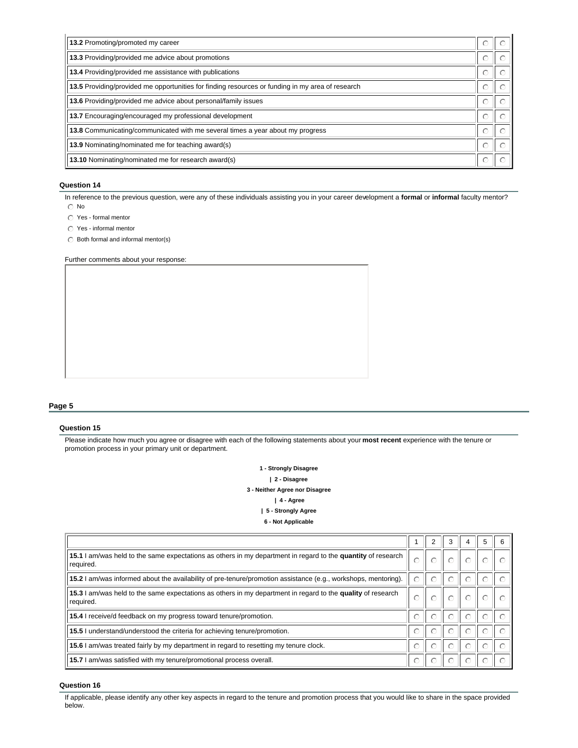| | | |
|---|---|---|
| **13.2** Promoting/promoted my career | ○ | ○ |
| **13.3** Providing/provided me advice about promotions | ○ | ○ |
| **13.4** Providing/provided me assistance with publications | ○ | ○ |
| **13.5** Providing/provided me opportunities for finding resources or funding in my area of research | ○ | ○ |
| **13.6** Providing/provided me advice about personal/family issues | ○ | ○ |
| **13.7** Encouraging/encouraged my professional development | ○ | ○ |
| **13.8** Communicating/communicated with me several times a year about my progress | ○ | ○ |
| **13.9** Nominating/nominated me for teaching award(s) | ○ | ○ |
| **13.10** Nominating/nominated me for research award(s) | ○ | ○ |

### Question 14

In reference to the previous question, were any of these individuals assisting you in your career development a **formal** or **informal** faculty mentor?

- ○ No
- ○ Yes - formal mentor
- ○ Yes - informal mentor
- ○ Both formal and informal mentor(s)

Further comments about your response:

## Page 5

### Question 15

Please indicate how much you agree or disagree with each of the following statements about your **most recent** experience with the tenure or promotion process in your primary unit or department.

**1 - Strongly Disagree**
**| 2 - Disagree**
**3 - Neither Agree nor Disagree**
**| 4 - Agree**
**| 5 - Strongly Agree**
**6 - Not Applicable**

| | 1 | 2 | 3 | 4 | 5 | 6 |
|---|---|---|---|---|---|---|
| **15.1** I am/was held to the same expectations as others in my department in regard to the **quantity** of research required. | ○ | ○ | ○ | ○ | ○ | ○ |
| **15.2** I am/was informed about the availability of pre-tenure/promotion assistance (e.g., workshops, mentoring). | ○ | ○ | ○ | ○ | ○ | ○ |
| **15.3** I am/was held to the same expectations as others in my department in regard to the **quality** of research required. | ○ | ○ | ○ | ○ | ○ | ○ |
| **15.4** I receive/d feedback on my progress toward tenure/promotion. | ○ | ○ | ○ | ○ | ○ | ○ |
| **15.5** I understand/understood the criteria for achieving tenure/promotion. | ○ | ○ | ○ | ○ | ○ | ○ |
| **15.6** I am/was treated fairly by my department in regard to resetting my tenure clock. | ○ | ○ | ○ | ○ | ○ | ○ |
| **15.7** I am/was satisfied with my tenure/promotional process overall. | ○ | ○ | ○ | ○ | ○ | ○ |

### Question 16

If applicable, please identify any other key aspects in regard to the tenure and promotion process that you would like to share in the space provided below.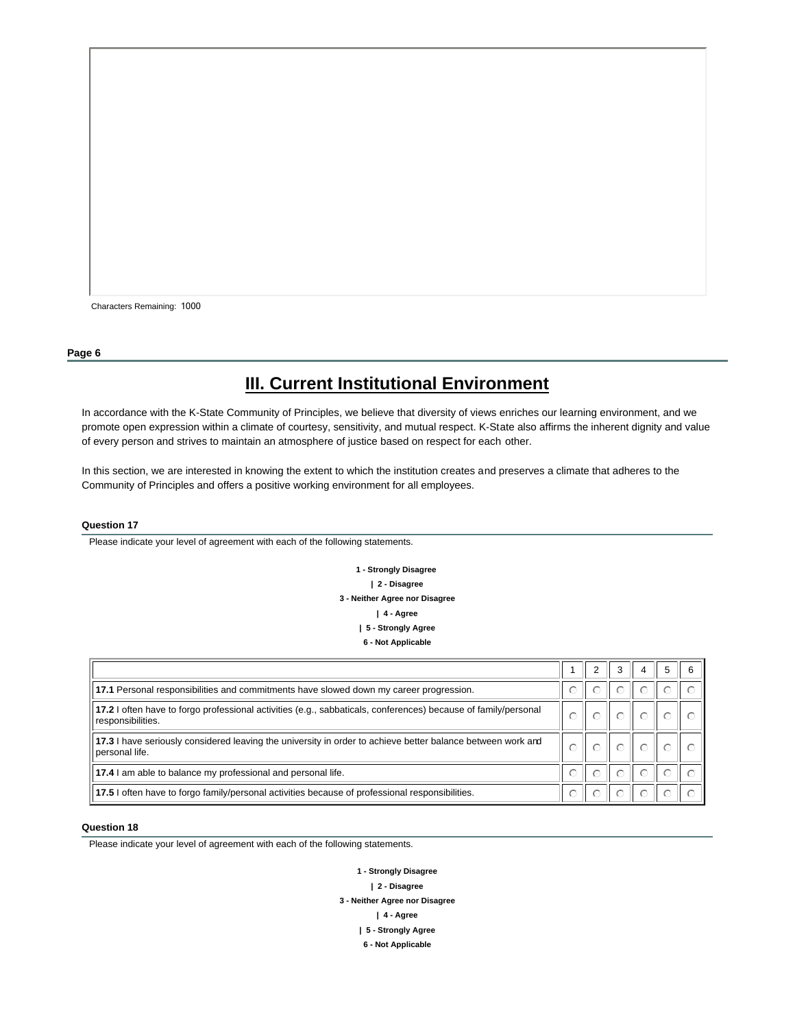Characters Remaining: 1000

**Page 6**

# III. Current Institutional Environment

In accordance with the K-State Community of Principles, we believe that diversity of views enriches our learning environment, and we promote open expression within a climate of courtesy, sensitivity, and mutual respect. K-State also affirms the inherent dignity and value of every person and strives to maintain an atmosphere of justice based on respect for each other.

In this section, we are interested in knowing the extent to which the institution creates and preserves a climate that adheres to the Community of Principles and offers a positive working environment for all employees.

**Question 17**

Please indicate your level of agreement with each of the following statements.

**1 - Strongly Disagree**
**| 2 - Disagree**
**3 - Neither Agree nor Disagree**
**| 4 - Agree**
**| 5 - Strongly Agree**
**6 - Not Applicable**

| | 1 | 2 | 3 | 4 | 5 | 6 |
|---|---|---|---|---|---|---|
| **17.1** Personal responsibilities and commitments have slowed down my career progression. | ○ | ○ | ○ | ○ | ○ | ○ |
| **17.2** I often have to forgo professional activities (e.g., sabbaticals, conferences) because of family/personal responsibilities. | ○ | ○ | ○ | ○ | ○ | ○ |
| **17.3** I have seriously considered leaving the university in order to achieve better balance between work and personal life. | ○ | ○ | ○ | ○ | ○ | ○ |
| **17.4** I am able to balance my professional and personal life. | ○ | ○ | ○ | ○ | ○ | ○ |
| **17.5** I often have to forgo family/personal activities because of professional responsibilities. | ○ | ○ | ○ | ○ | ○ | ○ |

**Question 18**

Please indicate your level of agreement with each of the following statements.

**1 - Strongly Disagree**
**| 2 - Disagree**
**3 - Neither Agree nor Disagree**
**| 4 - Agree**
**| 5 - Strongly Agree**
**6 - Not Applicable**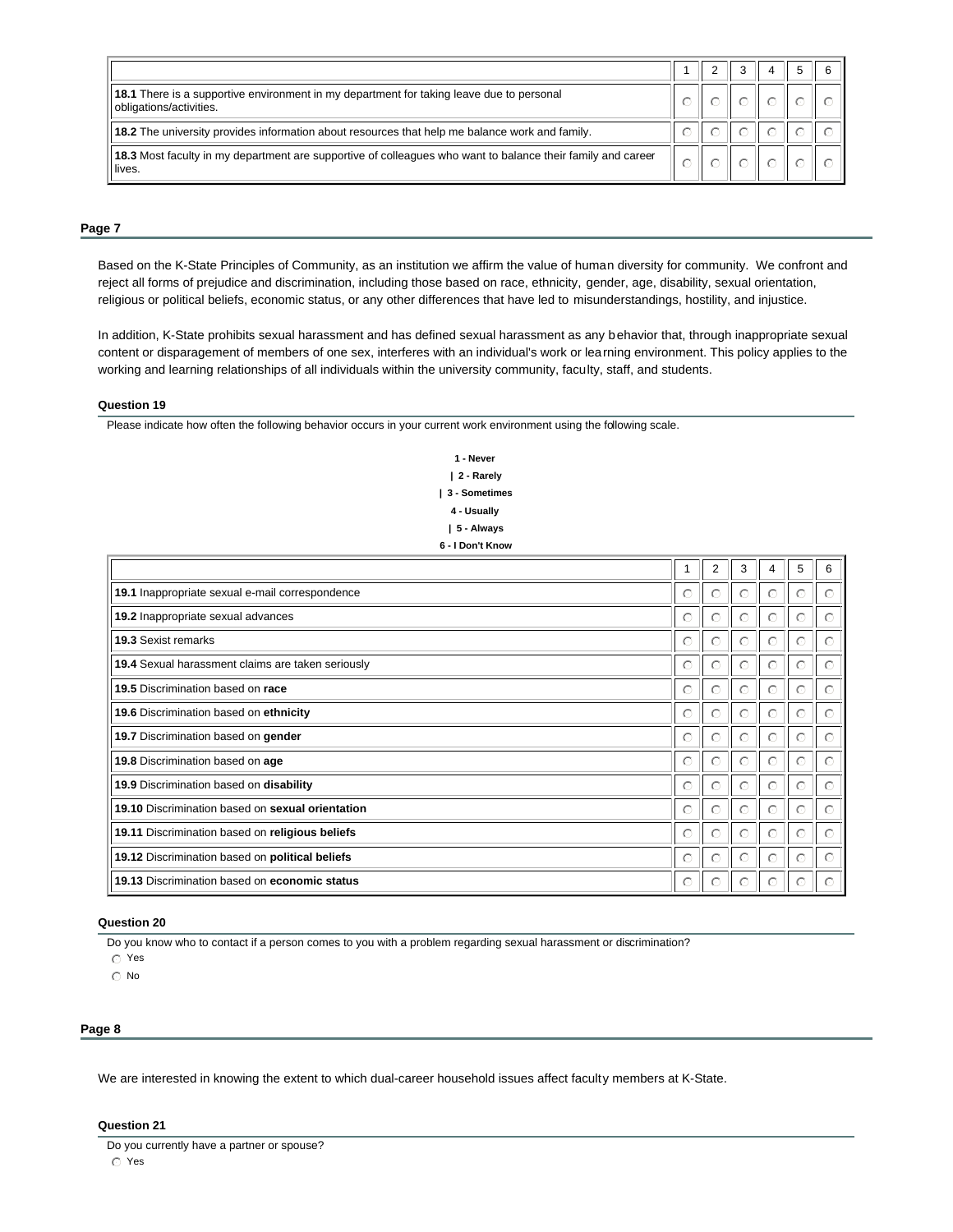| | 1 | 2 | 3 | 4 | 5 | 6 |
|---|---|---|---|---|---|---|
| **18.1** There is a supportive environment in my department for taking leave due to personal obligations/activities. | ○ | ○ | ○ | ○ | ○ | ○ |
| **18.2** The university provides information about resources that help me balance work and family. | ○ | ○ | ○ | ○ | ○ | ○ |
| **18.3** Most faculty in my department are supportive of colleagues who want to balance their family and career lives. | ○ | ○ | ○ | ○ | ○ | ○ |

## Page 7

Based on the K-State Principles of Community, as an institution we affirm the value of human diversity for community. We confront and reject all forms of prejudice and discrimination, including those based on race, ethnicity, gender, age, disability, sexual orientation, religious or political beliefs, economic status, or any other differences that have led to misunderstandings, hostility, and injustice.

In addition, K-State prohibits sexual harassment and has defined sexual harassment as any behavior that, through inappropriate sexual content or disparagement of members of one sex, interferes with an individual's work or learning environment. This policy applies to the working and learning relationships of all individuals within the university community, faculty, staff, and students.

### Question 19

Please indicate how often the following behavior occurs in your current work environment using the following scale.

**1 - Never**
**| 2 - Rarely**
**| 3 - Sometimes**
**4 - Usually**
**| 5 - Always**
**6 - I Don't Know**

| | 1 | 2 | 3 | 4 | 5 | 6 |
|---|---|---|---|---|---|---|
| **19.1** Inappropriate sexual e-mail correspondence | ○ | ○ | ○ | ○ | ○ | ○ |
| **19.2** Inappropriate sexual advances | ○ | ○ | ○ | ○ | ○ | ○ |
| **19.3** Sexist remarks | ○ | ○ | ○ | ○ | ○ | ○ |
| **19.4** Sexual harassment claims are taken seriously | ○ | ○ | ○ | ○ | ○ | ○ |
| **19.5** Discrimination based on **race** | ○ | ○ | ○ | ○ | ○ | ○ |
| **19.6** Discrimination based on **ethnicity** | ○ | ○ | ○ | ○ | ○ | ○ |
| **19.7** Discrimination based on **gender** | ○ | ○ | ○ | ○ | ○ | ○ |
| **19.8** Discrimination based on **age** | ○ | ○ | ○ | ○ | ○ | ○ |
| **19.9** Discrimination based on **disability** | ○ | ○ | ○ | ○ | ○ | ○ |
| **19.10** Discrimination based on **sexual orientation** | ○ | ○ | ○ | ○ | ○ | ○ |
| **19.11** Discrimination based on **religious beliefs** | ○ | ○ | ○ | ○ | ○ | ○ |
| **19.12** Discrimination based on **political beliefs** | ○ | ○ | ○ | ○ | ○ | ○ |
| **19.13** Discrimination based on **economic status** | ○ | ○ | ○ | ○ | ○ | ○ |

### Question 20

Do you know who to contact if a person comes to you with a problem regarding sexual harassment or discrimination?

- ○ Yes
- ○ No

## Page 8

We are interested in knowing the extent to which dual-career household issues affect faculty members at K-State.

### Question 21

Do you currently have a partner or spouse?

- ○ Yes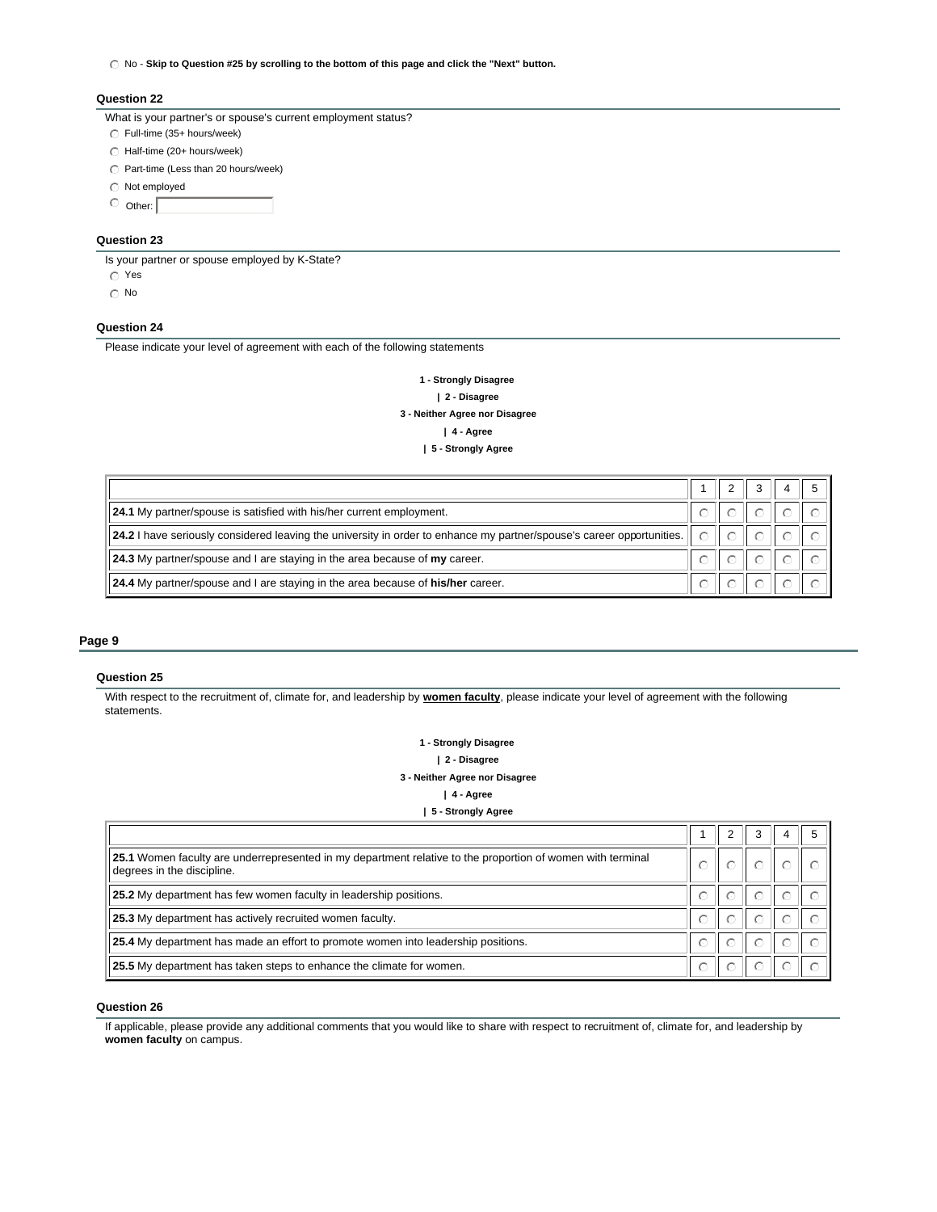○ No - **Skip to Question #25 by scrolling to the bottom of this page and click the "Next" button.**

### Question 22

What is your partner's or spouse's current employment status?

- ○ Full-time (35+ hours/week)
- ○ Half-time (20+ hours/week)
- ○ Part-time (Less than 20 hours/week)
- ○ Not employed
- ○ Other: ________

### Question 23

Is your partner or spouse employed by K-State?

- ○ Yes
- ○ No

### Question 24

Please indicate your level of agreement with each of the following statements

**1 - Strongly Disagree**
**| 2 - Disagree**
**3 - Neither Agree nor Disagree**
**| 4 - Agree**
**| 5 - Strongly Agree**

| | 1 | 2 | 3 | 4 | 5 |
|---|---|---|---|---|---|
| **24.1** My partner/spouse is satisfied with his/her current employment. | ○ | ○ | ○ | ○ | ○ |
| **24.2** I have seriously considered leaving the university in order to enhance my partner/spouse's career opportunities. | ○ | ○ | ○ | ○ | ○ |
| **24.3** My partner/spouse and I are staying in the area because of **my** career. | ○ | ○ | ○ | ○ | ○ |
| **24.4** My partner/spouse and I are staying in the area because of **his/her** career. | ○ | ○ | ○ | ○ | ○ |

## Page 9

### Question 25

With respect to the recruitment of, climate for, and leadership by **women faculty**, please indicate your level of agreement with the following statements.

**1 - Strongly Disagree**
**| 2 - Disagree**
**3 - Neither Agree nor Disagree**
**| 4 - Agree**
**| 5 - Strongly Agree**

| | 1 | 2 | 3 | 4 | 5 |
|---|---|---|---|---|---|
| **25.1** Women faculty are underrepresented in my department relative to the proportion of women with terminal degrees in the discipline. | ○ | ○ | ○ | ○ | ○ |
| **25.2** My department has few women faculty in leadership positions. | ○ | ○ | ○ | ○ | ○ |
| **25.3** My department has actively recruited women faculty. | ○ | ○ | ○ | ○ | ○ |
| **25.4** My department has made an effort to promote women into leadership positions. | ○ | ○ | ○ | ○ | ○ |
| **25.5** My department has taken steps to enhance the climate for women. | ○ | ○ | ○ | ○ | ○ |

### Question 26

If applicable, please provide any additional comments that you would like to share with respect to recruitment of, climate for, and leadership by **women faculty** on campus.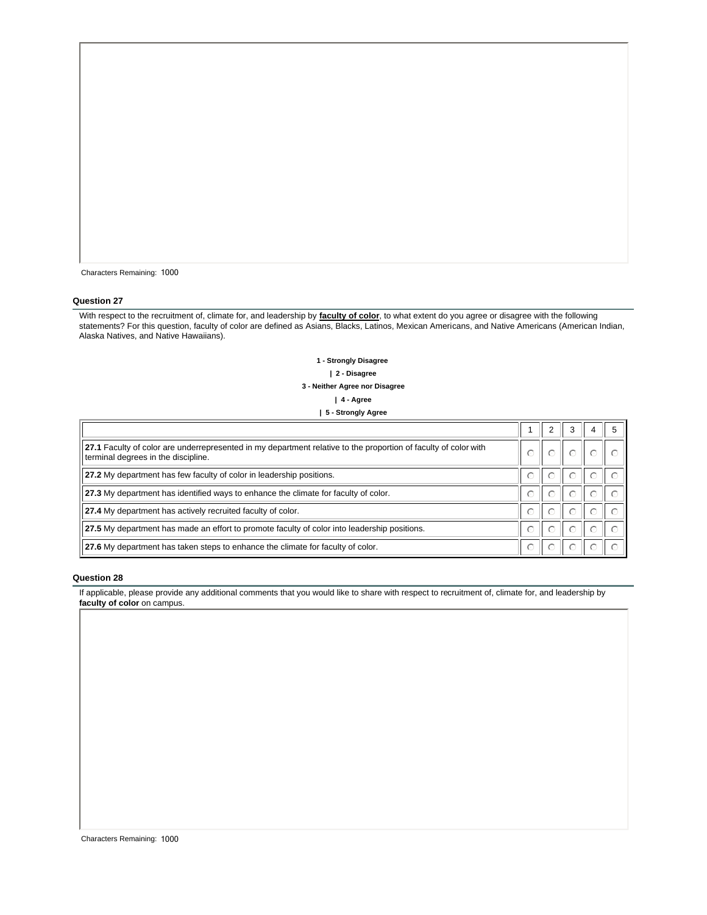Characters Remaining: 1000

### Question 27

With respect to the recruitment of, climate for, and leadership by **faculty of color**, to what extent do you agree or disagree with the following statements? For this question, faculty of color are defined as Asians, Blacks, Latinos, Mexican Americans, and Native Americans (American Indian, Alaska Natives, and Native Hawaiians).

**1 - Strongly Disagree**
**| 2 - Disagree**
**3 - Neither Agree nor Disagree**
**| 4 - Agree**
**| 5 - Strongly Agree**

| | 1 | 2 | 3 | 4 | 5 |
|---|---|---|---|---|---|
| **27.1** Faculty of color are underrepresented in my department relative to the proportion of faculty of color with terminal degrees in the discipline. | ○ | ○ | ○ | ○ | ○ |
| **27.2** My department has few faculty of color in leadership positions. | ○ | ○ | ○ | ○ | ○ |
| **27.3** My department has identified ways to enhance the climate for faculty of color. | ○ | ○ | ○ | ○ | ○ |
| **27.4** My department has actively recruited faculty of color. | ○ | ○ | ○ | ○ | ○ |
| **27.5** My department has made an effort to promote faculty of color into leadership positions. | ○ | ○ | ○ | ○ | ○ |
| **27.6** My department has taken steps to enhance the climate for faculty of color. | ○ | ○ | ○ | ○ | ○ |

### Question 28

If applicable, please provide any additional comments that you would like to share with respect to recruitment of, climate for, and leadership by **faculty of color** on campus.

Characters Remaining: 1000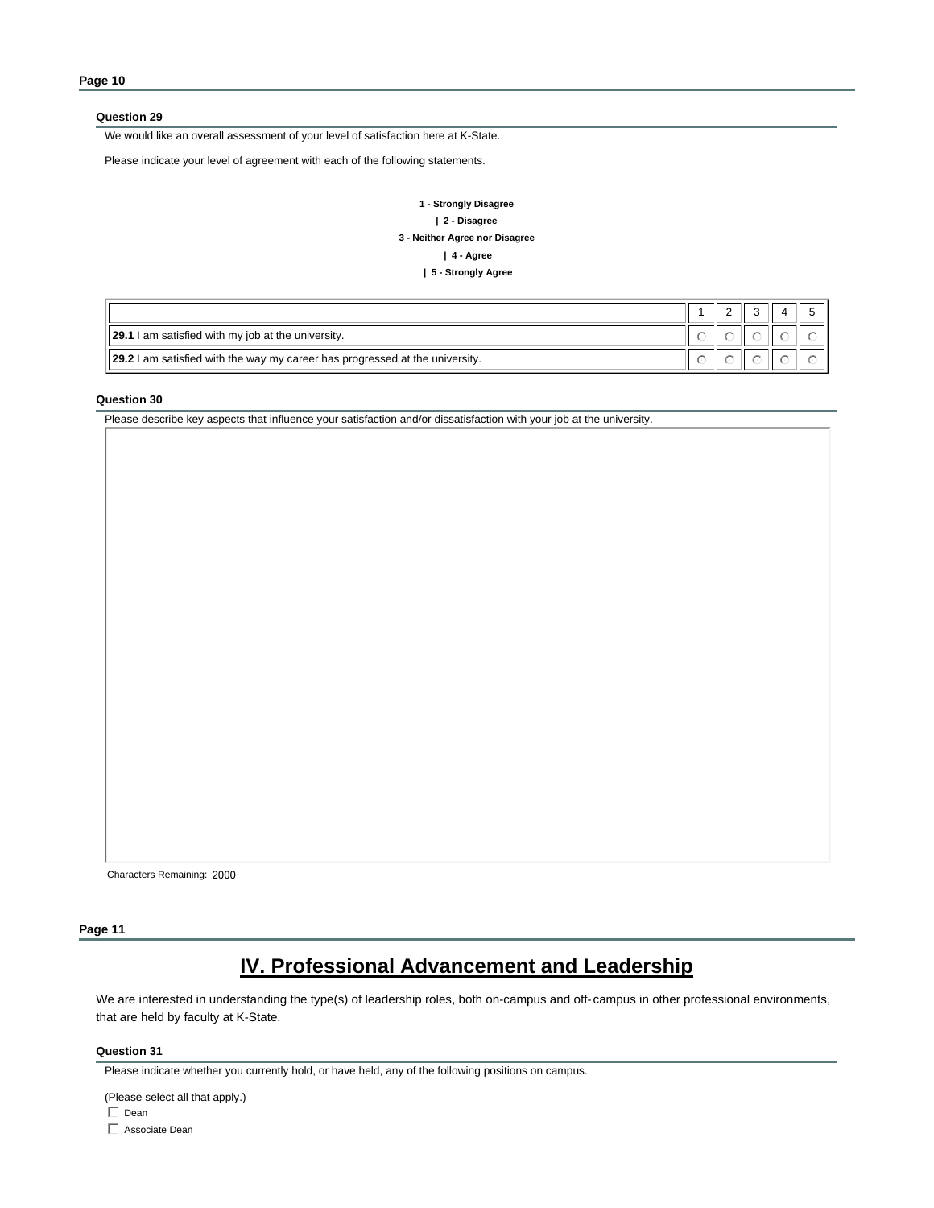**Page 10**

**Question 29**

We would like an overall assessment of your level of satisfaction here at K-State.

Please indicate your level of agreement with each of the following statements.

**1 - Strongly Disagree**
**| 2 - Disagree**
**3 - Neither Agree nor Disagree**
**| 4 - Agree**
**| 5 - Strongly Agree**

| | 1 | 2 | 3 | 4 | 5 |
|---|---|---|---|---|---|
| **29.1** I am satisfied with my job at the university. | ○ | ○ | ○ | ○ | ○ |
| **29.2** I am satisfied with the way my career has progressed at the university. | ○ | ○ | ○ | ○ | ○ |

**Question 30**

Please describe key aspects that influence your satisfaction and/or dissatisfaction with your job at the university.

Characters Remaining: 2000

**Page 11**

# IV. Professional Advancement and Leadership

We are interested in understanding the type(s) of leadership roles, both on-campus and off-campus in other professional environments, that are held by faculty at K-State.

**Question 31**

Please indicate whether you currently hold, or have held, any of the following positions on campus.

(Please select all that apply.)

- ☐ Dean
- ☐ Associate Dean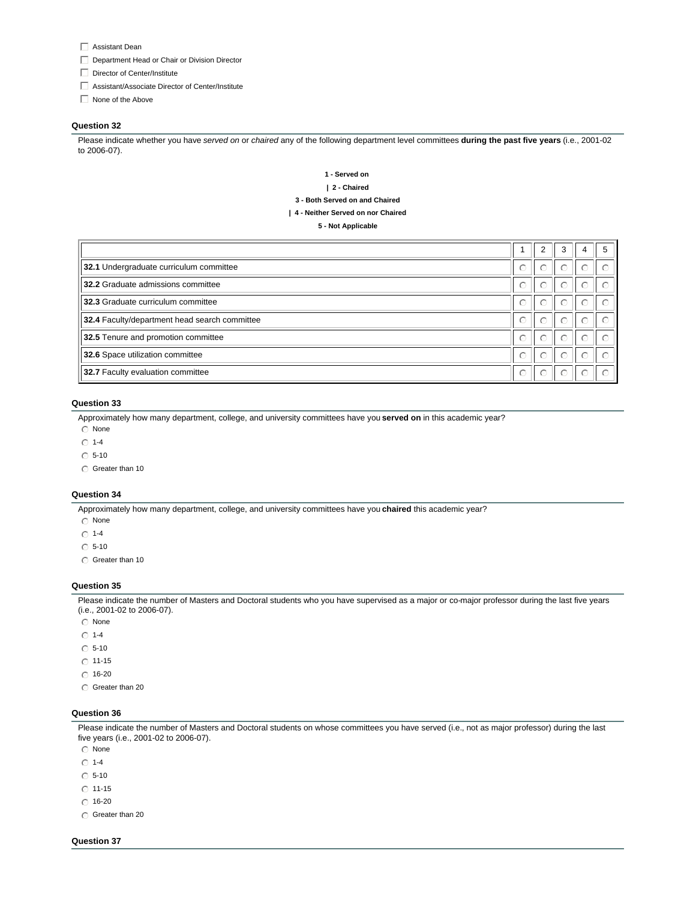- ☐ Assistant Dean
- ☐ Department Head or Chair or Division Director
- ☐ Director of Center/Institute
- ☐ Assistant/Associate Director of Center/Institute
- ☐ None of the Above

### Question 32

Please indicate whether you have *served on* or *chaired* any of the following department level committees **during the past five years** (i.e., 2001-02 to 2006-07).

**1 - Served on**

**| 2 - Chaired**

**3 - Both Served on and Chaired**

**| 4 - Neither Served on nor Chaired**

**5 - Not Applicable**

| | 1 | 2 | 3 | 4 | 5 |
|---|---|---|---|---|---|
| **32.1** Undergraduate curriculum committee | ○ | ○ | ○ | ○ | ○ |
| **32.2** Graduate admissions committee | ○ | ○ | ○ | ○ | ○ |
| **32.3** Graduate curriculum committee | ○ | ○ | ○ | ○ | ○ |
| **32.4** Faculty/department head search committee | ○ | ○ | ○ | ○ | ○ |
| **32.5** Tenure and promotion committee | ○ | ○ | ○ | ○ | ○ |
| **32.6** Space utilization committee | ○ | ○ | ○ | ○ | ○ |
| **32.7** Faculty evaluation committee | ○ | ○ | ○ | ○ | ○ |

### Question 33

Approximately how many department, college, and university committees have you **served on** in this academic year?

- ○ None
- ○ 1-4
- ○ 5-10
- ○ Greater than 10

### Question 34

Approximately how many department, college, and university committees have you **chaired** this academic year?

- ○ None
- ○ 1-4
- ○ 5-10
- ○ Greater than 10

### Question 35

Please indicate the number of Masters and Doctoral students who you have supervised as a major or co-major professor during the last five years (i.e., 2001-02 to 2006-07).

- ○ None
- ○ 1-4
- ○ 5-10
- ○ 11-15
- ○ 16-20
- ○ Greater than 20

### Question 36

Please indicate the number of Masters and Doctoral students on whose committees you have served (i.e., not as major professor) during the last five years (i.e., 2001-02 to 2006-07).

- ○ None
- ○ 1-4
- ○ 5-10
- ○ 11-15
- ○ 16-20
- ○ Greater than 20

### Question 37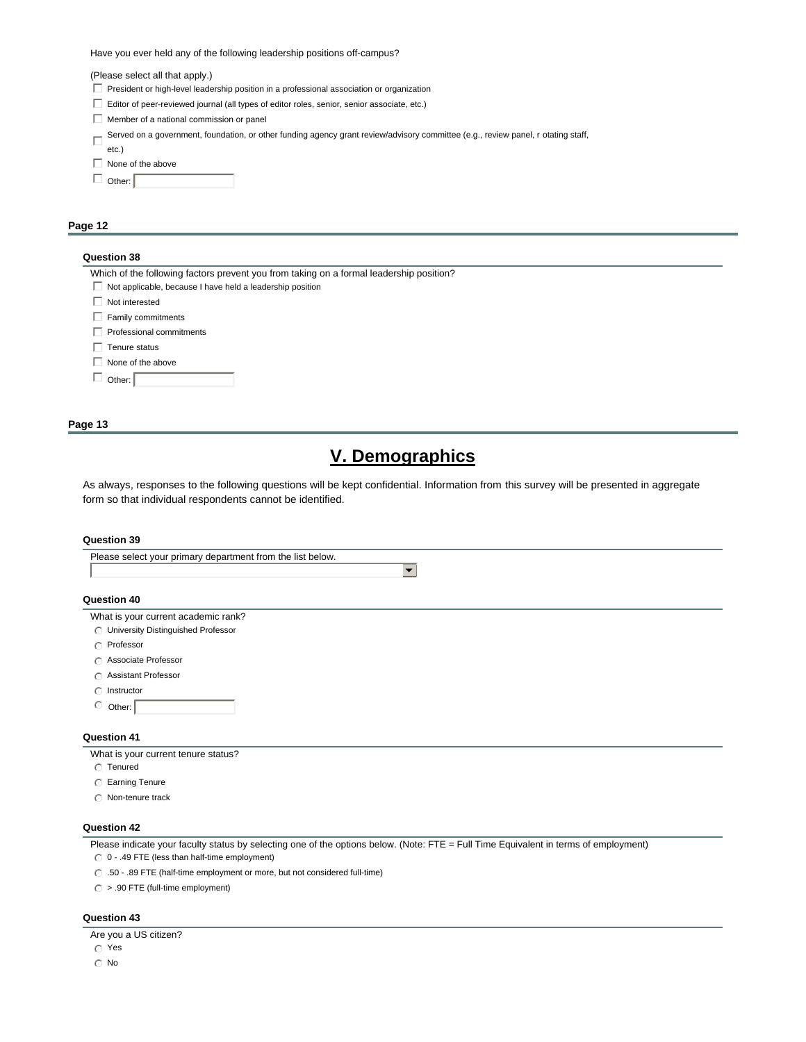Have you ever held any of the following leadership positions off-campus?

(Please select all that apply.)

- ☐ President or high-level leadership position in a professional association or organization
- ☐ Editor of peer-reviewed journal (all types of editor roles, senior, senior associate, etc.)
- ☐ Member of a national commission or panel
- ☐ Served on a government, foundation, or other funding agency grant review/advisory committee (e.g., review panel, r otating staff, etc.)
- ☐ None of the above
- ☐ Other: ________

**Page 12**

**Question 38**

Which of the following factors prevent you from taking on a formal leadership position?

- ☐ Not applicable, because I have held a leadership position
- ☐ Not interested
- ☐ Family commitments
- ☐ Professional commitments
- ☐ Tenure status
- ☐ None of the above
- ☐ Other: ________

**Page 13**

# V. Demographics

As always, responses to the following questions will be kept confidential. Information from this survey will be presented in aggregate form so that individual respondents cannot be identified.

**Question 39**

Please select your primary department from the list below.

[ ▼ ]

**Question 40**

What is your current academic rank?

- ○ University Distinguished Professor
- ○ Professor
- ○ Associate Professor
- ○ Assistant Professor
- ○ Instructor
- ○ Other: ________

**Question 41**

What is your current tenure status?

- ○ Tenured
- ○ Earning Tenure
- ○ Non-tenure track

**Question 42**

Please indicate your faculty status by selecting one of the options below. (Note: FTE = Full Time Equivalent in terms of employment)

- ○ 0 - .49 FTE (less than half-time employment)
- ○ .50 - .89 FTE (half-time employment or more, but not considered full-time)
- ○ > .90 FTE (full-time employment)

**Question 43**

Are you a US citizen?

- ○ Yes
- ○ No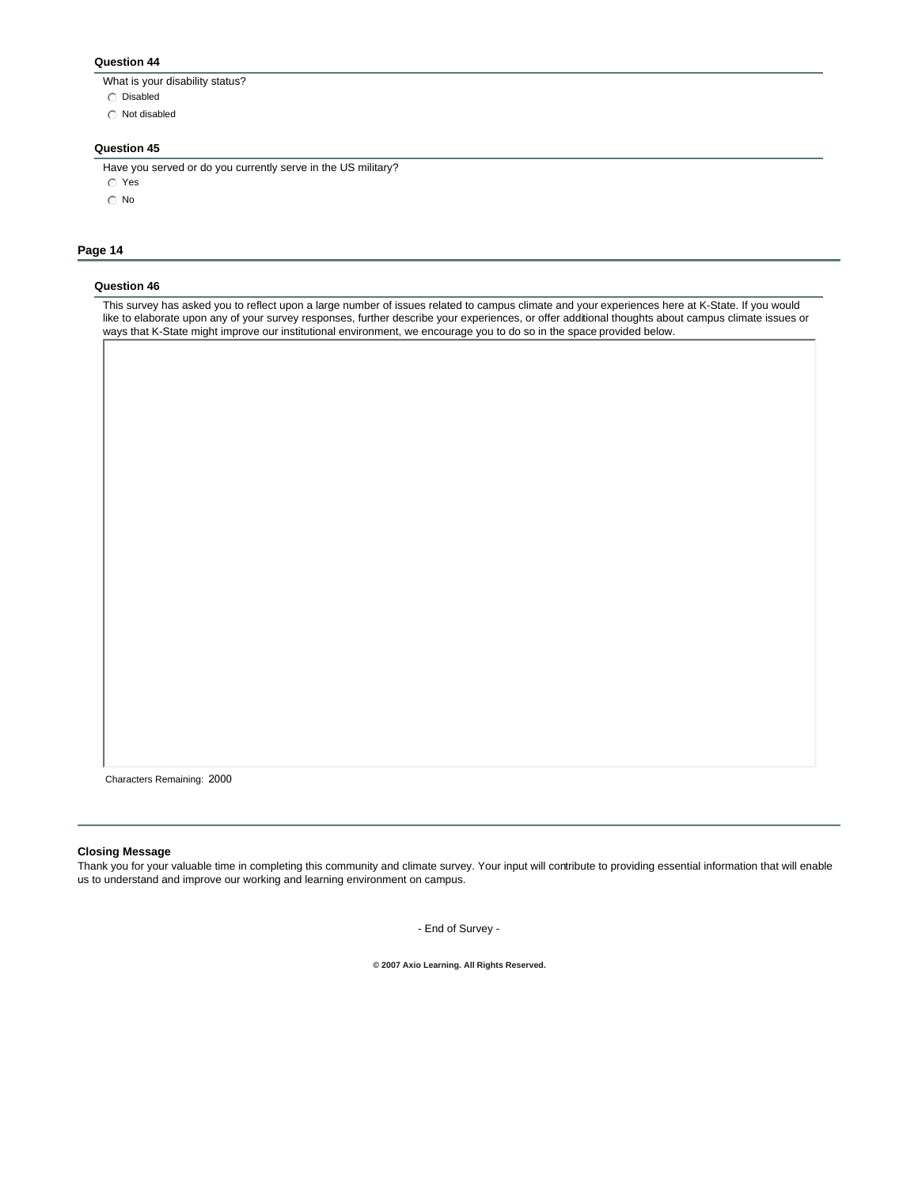**Question 44**

What is your disability status?

- Disabled
- Not disabled

**Question 45**

Have you served or do you currently serve in the US military?

- Yes
- No

## Page 14

**Question 46**

This survey has asked you to reflect upon a large number of issues related to campus climate and your experiences here at K-State. If you would like to elaborate upon any of your survey responses, further describe your experiences, or offer additional thoughts about campus climate issues or ways that K-State might improve our institutional environment, we encourage you to do so in the space provided below.

Characters Remaining: 2000

**Closing Message**

Thank you for your valuable time in completing this community and climate survey. Your input will contribute to providing essential information that will enable us to understand and improve our working and learning environment on campus.

- End of Survey -

**© 2007 Axio Learning. All Rights Reserved.**